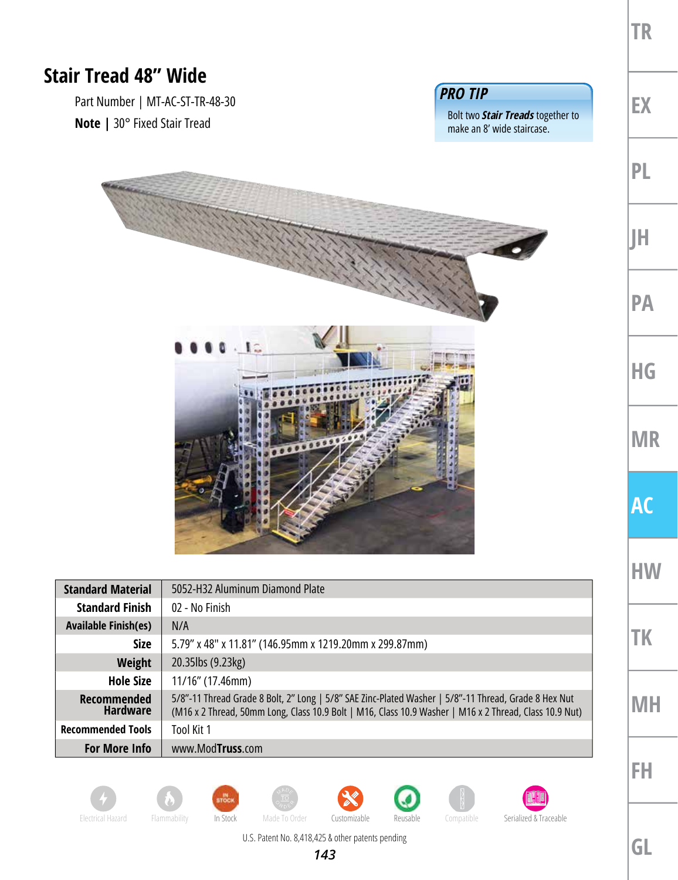# Stair Tread 48" Wide

Part Number | MT-AC-ST-TR-48-30

**Note |** 30° Fixed Stair Tread

> ***PRO TIP***
>
> Bolt two ***Stair Treads*** together to make an 8' wide staircase.

| | |
|---|---|
| **Standard Material** | 5052-H32 Aluminum Diamond Plate |
| **Standard Finish** | 02 - No Finish |
| **Available Finish(es)** | N/A |
| **Size** | 5.79" x 48" x 11.81" (146.95mm x 1219.20mm x 299.87mm) |
| **Weight** | 20.35lbs (9.23kg) |
| **Hole Size** | 11/16" (17.46mm) |
| **Recommended Hardware** | 5/8"-11 Thread Grade 8 Bolt, 2" Long \| 5/8" SAE Zinc-Plated Washer \| 5/8"-11 Thread, Grade 8 Hex Nut (M16 x 2 Thread, 50mm Long, Class 10.9 Bolt \| M16, Class 10.9 Washer \| M16 x 2 Thread, Class 10.9 Nut) |
| **Recommended Tools** | Tool Kit 1 |
| **For More Info** | www.ModTruss.com |

Electrical Hazard | Flammability | In Stock | Made To Order | Customizable | Reusable | Compatible | Serialized & Traceable

U.S. Patent No. 8,418,425 & other patents pending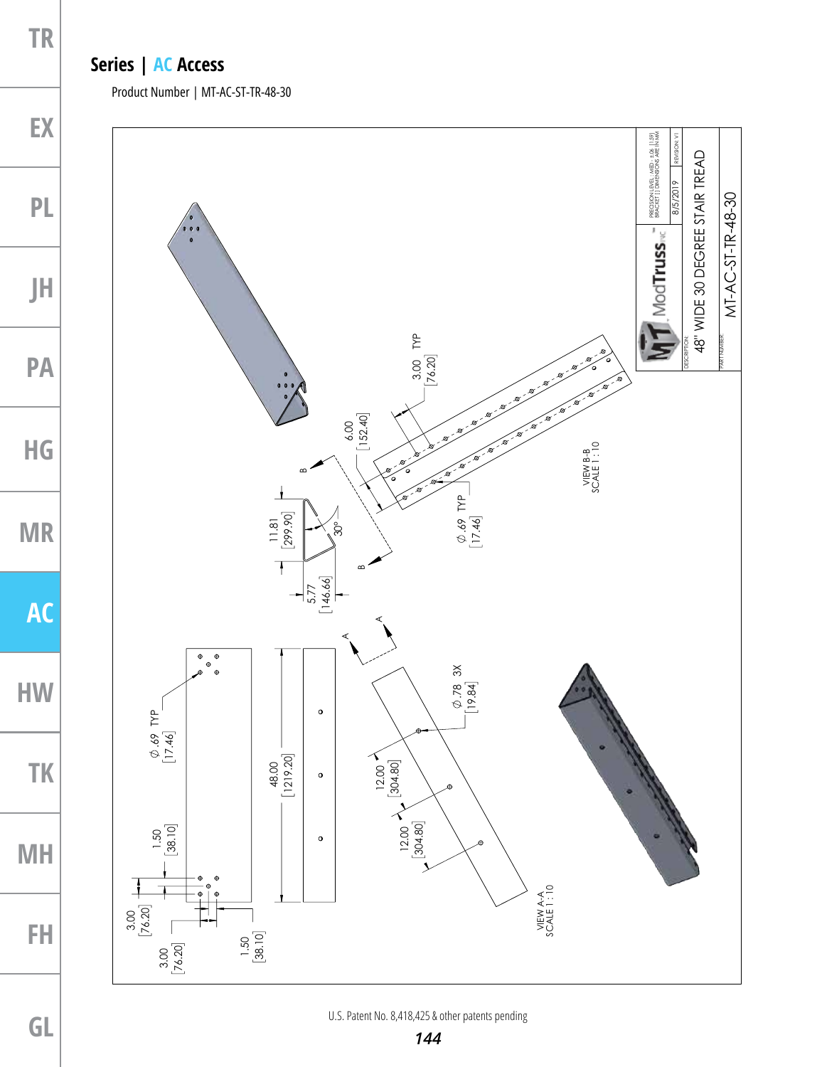## Series | AC Access

Product Number | MT-AC-ST-TR-48-30

ModTruss INC

PRECISION LEVEL - MED - ±.06 [1.59]
BRACKET [ ] DIMENSIONS ARE IN MM

8/5/2019

REVISION: V1

DESCRIPTION:
48" WIDE 30 DEGREE STAIR TREAD

PART NUMBER:
MT-AC-ST-TR-48-30

3.00 [76.20] TYP

6.00 [152.40]

Ø.69 [17.46] TYP

VIEW B-B
SCALE 1 : 10

11.81 [299.90]

30°

5.77 [146.66]

Ø.69 [17.46] TYP

48.00 [1219.20]

Ø.78 [19.84] 3X

12.00 [304.80]

12.00 [304.80]

1.50 [38.10]

3.00 [76.20]

3.00 [76.20]

1.50 [38.10]

VIEW A-A
SCALE 1 : 10

U.S. Patent No. 8,418,425 & other patents pending